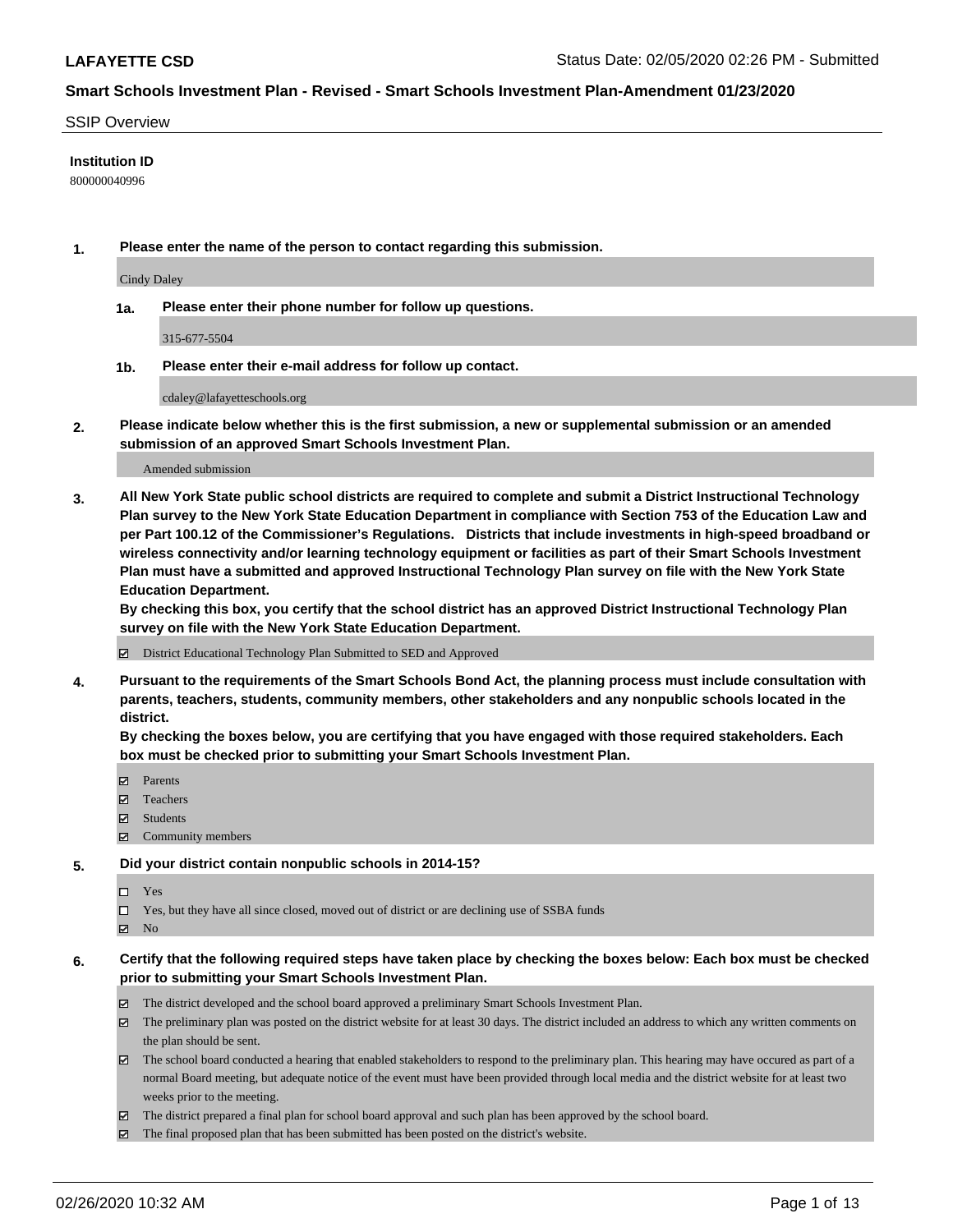**LAFAYETTE CSD** Status Date: 02/05/2020 02:26 PM - Submitted

**Smart Schools Investment Plan - Revised - Smart Schools Investment Plan-Amendment 01/23/2020**

SSIP Overview

**Institution ID**

800000040996

**1. Please enter the name of the person to contact regarding this submission.**

Cindy Daley

**1a. Please enter their phone number for follow up questions.**

315-677-5504

**1b. Please enter their e-mail address for follow up contact.**

cdaley@lafayetteschools.org

**2. Please indicate below whether this is the first submission, a new or supplemental submission or an amended submission of an approved Smart Schools Investment Plan.**

Amended submission

**3. All New York State public school districts are required to complete and submit a District Instructional Technology Plan survey to the New York State Education Department in compliance with Section 753 of the Education Law and per Part 100.12 of the Commissioner's Regulations. Districts that include investments in high-speed broadband or wireless connectivity and/or learning technology equipment or facilities as part of their Smart Schools Investment Plan must have a submitted and approved Instructional Technology Plan survey on file with the New York State Education Department.**
**By checking this box, you certify that the school district has an approved District Instructional Technology Plan survey on file with the New York State Education Department.**

☑ District Educational Technology Plan Submitted to SED and Approved

**4. Pursuant to the requirements of the Smart Schools Bond Act, the planning process must include consultation with parents, teachers, students, community members, other stakeholders and any nonpublic schools located in the district.**
**By checking the boxes below, you are certifying that you have engaged with those required stakeholders. Each box must be checked prior to submitting your Smart Schools Investment Plan.**

☑ Parents
☑ Teachers
☑ Students
☑ Community members

**5. Did your district contain nonpublic schools in 2014-15?**

☐ Yes
☐ Yes, but they have all since closed, moved out of district or are declining use of SSBA funds
☑ No

**6. Certify that the following required steps have taken place by checking the boxes below: Each box must be checked prior to submitting your Smart Schools Investment Plan.**

☑ The district developed and the school board approved a preliminary Smart Schools Investment Plan.
☑ The preliminary plan was posted on the district website for at least 30 days. The district included an address to which any written comments on the plan should be sent.
☑ The school board conducted a hearing that enabled stakeholders to respond to the preliminary plan. This hearing may have occured as part of a normal Board meeting, but adequate notice of the event must have been provided through local media and the district website for at least two weeks prior to the meeting.
☑ The district prepared a final plan for school board approval and such plan has been approved by the school board.
☑ The final proposed plan that has been submitted has been posted on the district's website.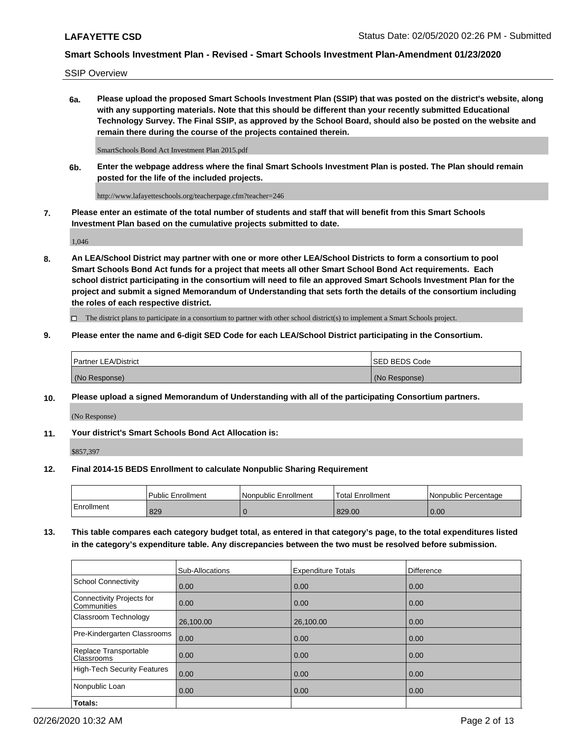SSIP Overview

**6a. Please upload the proposed Smart Schools Investment Plan (SSIP) that was posted on the district's website, along with any supporting materials. Note that this should be different than your recently submitted Educational Technology Survey. The Final SSIP, as approved by the School Board, should also be posted on the website and remain there during the course of the projects contained therein.**

SmartSchools Bond Act Investment Plan 2015.pdf

**6b. Enter the webpage address where the final Smart Schools Investment Plan is posted. The Plan should remain posted for the life of the included projects.**

http://www.lafayetteschools.org/teacherpage.cfm?teacher=246

**7. Please enter an estimate of the total number of students and staff that will benefit from this Smart Schools Investment Plan based on the cumulative projects submitted to date.**

1,046

**8. An LEA/School District may partner with one or more other LEA/School Districts to form a consortium to pool Smart Schools Bond Act funds for a project that meets all other Smart School Bond Act requirements. Each school district participating in the consortium will need to file an approved Smart Schools Investment Plan for the project and submit a signed Memorandum of Understanding that sets forth the details of the consortium including the roles of each respective district.**

☐ The district plans to participate in a consortium to partner with other school district(s) to implement a Smart Schools project.

**9. Please enter the name and 6-digit SED Code for each LEA/School District participating in the Consortium.**

| Partner LEA/District | SED BEDS Code |
|---|---|
| (No Response) | (No Response) |

**10. Please upload a signed Memorandum of Understanding with all of the participating Consortium partners.**

(No Response)

**11. Your district's Smart Schools Bond Act Allocation is:**

$857,397

**12. Final 2014-15 BEDS Enrollment to calculate Nonpublic Sharing Requirement**

| | Public Enrollment | Nonpublic Enrollment | Total Enrollment | Nonpublic Percentage |
|---|---|---|---|---|
| Enrollment | 829 | 0 | 829.00 | 0.00 |

**13. This table compares each category budget total, as entered in that category's page, to the total expenditures listed in the category's expenditure table. Any discrepancies between the two must be resolved before submission.**

| | Sub-Allocations | Expenditure Totals | Difference |
|---|---|---|---|
| School Connectivity | 0.00 | 0.00 | 0.00 |
| Connectivity Projects for Communities | 0.00 | 0.00 | 0.00 |
| Classroom Technology | 26,100.00 | 26,100.00 | 0.00 |
| Pre-Kindergarten Classrooms | 0.00 | 0.00 | 0.00 |
| Replace Transportable Classrooms | 0.00 | 0.00 | 0.00 |
| High-Tech Security Features | 0.00 | 0.00 | 0.00 |
| Nonpublic Loan | 0.00 | 0.00 | 0.00 |
| **Totals:** | | | |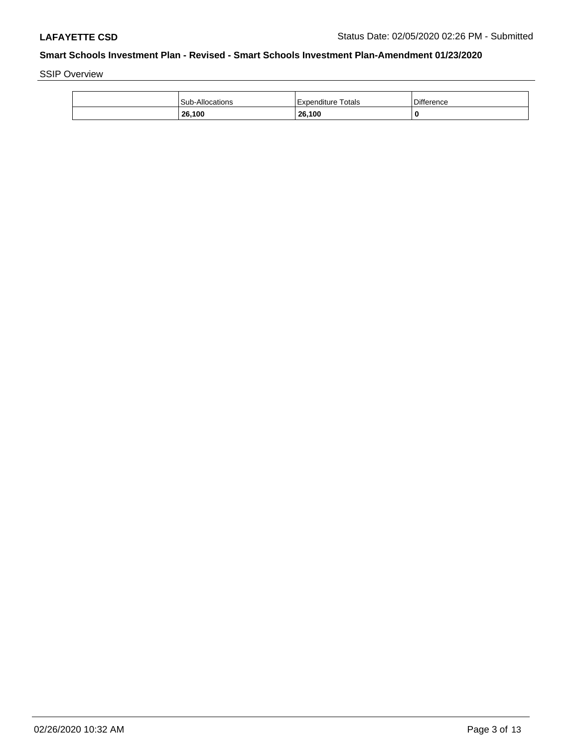**LAFAYETTE CSD** Status Date: 02/05/2020 02:26 PM - Submitted

## Smart Schools Investment Plan - Revised - Smart Schools Investment Plan-Amendment 01/23/2020

SSIP Overview

| | Sub-Allocations | Expenditure Totals | Difference |
| --- | --- | --- | --- |
| | **26,100** | **26,100** | **0** |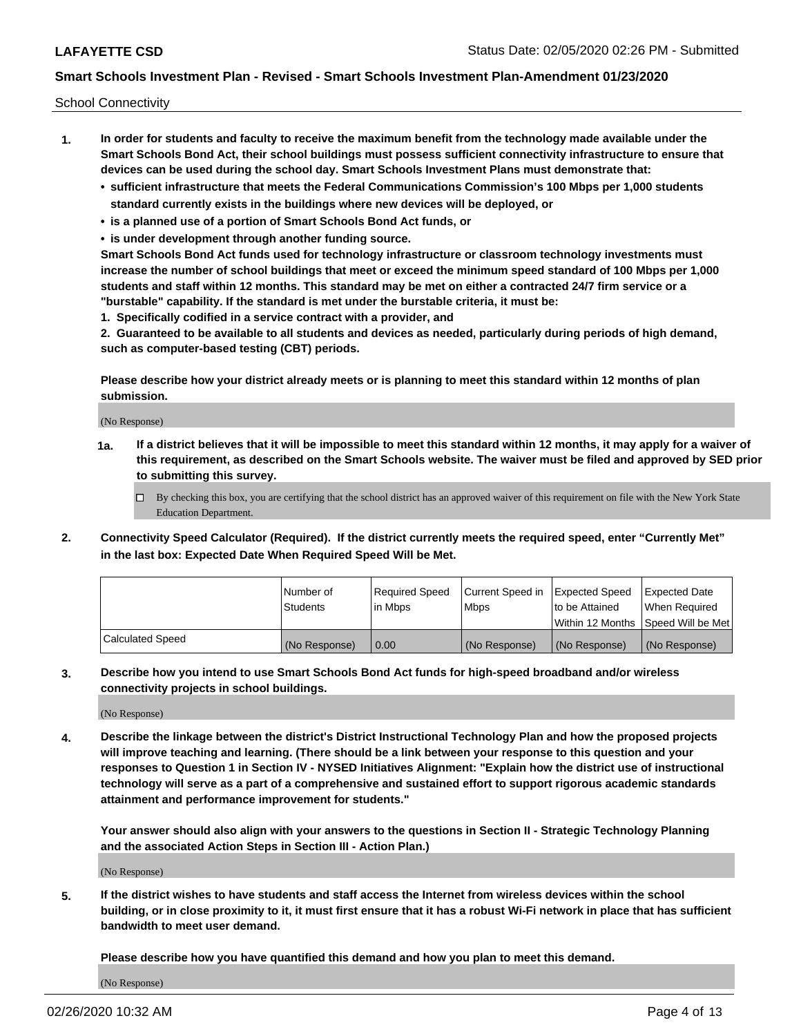School Connectivity

1. **In order for students and faculty to receive the maximum benefit from the technology made available under the Smart Schools Bond Act, their school buildings must possess sufficient connectivity infrastructure to ensure that devices can be used during the school day. Smart Schools Investment Plans must demonstrate that:**
   - **sufficient infrastructure that meets the Federal Communications Commission's 100 Mbps per 1,000 students standard currently exists in the buildings where new devices will be deployed, or**
   - **is a planned use of a portion of Smart Schools Bond Act funds, or**
   - **is under development through another funding source.**

   **Smart Schools Bond Act funds used for technology infrastructure or classroom technology investments must increase the number of school buildings that meet or exceed the minimum speed standard of 100 Mbps per 1,000 students and staff within 12 months. This standard may be met on either a contracted 24/7 firm service or a "burstable" capability. If the standard is met under the burstable criteria, it must be:**

   **1. Specifically codified in a service contract with a provider, and**

   **2. Guaranteed to be available to all students and devices as needed, particularly during periods of high demand, such as computer-based testing (CBT) periods.**

   **Please describe how your district already meets or is planning to meet this standard within 12 months of plan submission.**

   (No Response)

   **1a. If a district believes that it will be impossible to meet this standard within 12 months, it may apply for a waiver of this requirement, as described on the Smart Schools website. The waiver must be filed and approved by SED prior to submitting this survey.**

   ☐ By checking this box, you are certifying that the school district has an approved waiver of this requirement on file with the New York State Education Department.

2. **Connectivity Speed Calculator (Required). If the district currently meets the required speed, enter "Currently Met" in the last box: Expected Date When Required Speed Will be Met.**

| | Number of Students | Required Speed in Mbps | Current Speed in Mbps | Expected Speed to be Attained Within 12 Months | Expected Date When Required Speed Will be Met |
|---|---|---|---|---|---|
| Calculated Speed | (No Response) | 0.00 | (No Response) | (No Response) | (No Response) |

3. **Describe how you intend to use Smart Schools Bond Act funds for high-speed broadband and/or wireless connectivity projects in school buildings.**

   (No Response)

4. **Describe the linkage between the district's District Instructional Technology Plan and how the proposed projects will improve teaching and learning. (There should be a link between your response to this question and your responses to Question 1 in Section IV - NYSED Initiatives Alignment: "Explain how the district use of instructional technology will serve as a part of a comprehensive and sustained effort to support rigorous academic standards attainment and performance improvement for students."**

   **Your answer should also align with your answers to the questions in Section II - Strategic Technology Planning and the associated Action Steps in Section III - Action Plan.)**

   (No Response)

5. **If the district wishes to have students and staff access the Internet from wireless devices within the school building, or in close proximity to it, it must first ensure that it has a robust Wi-Fi network in place that has sufficient bandwidth to meet user demand.**

   **Please describe how you have quantified this demand and how you plan to meet this demand.**

   (No Response)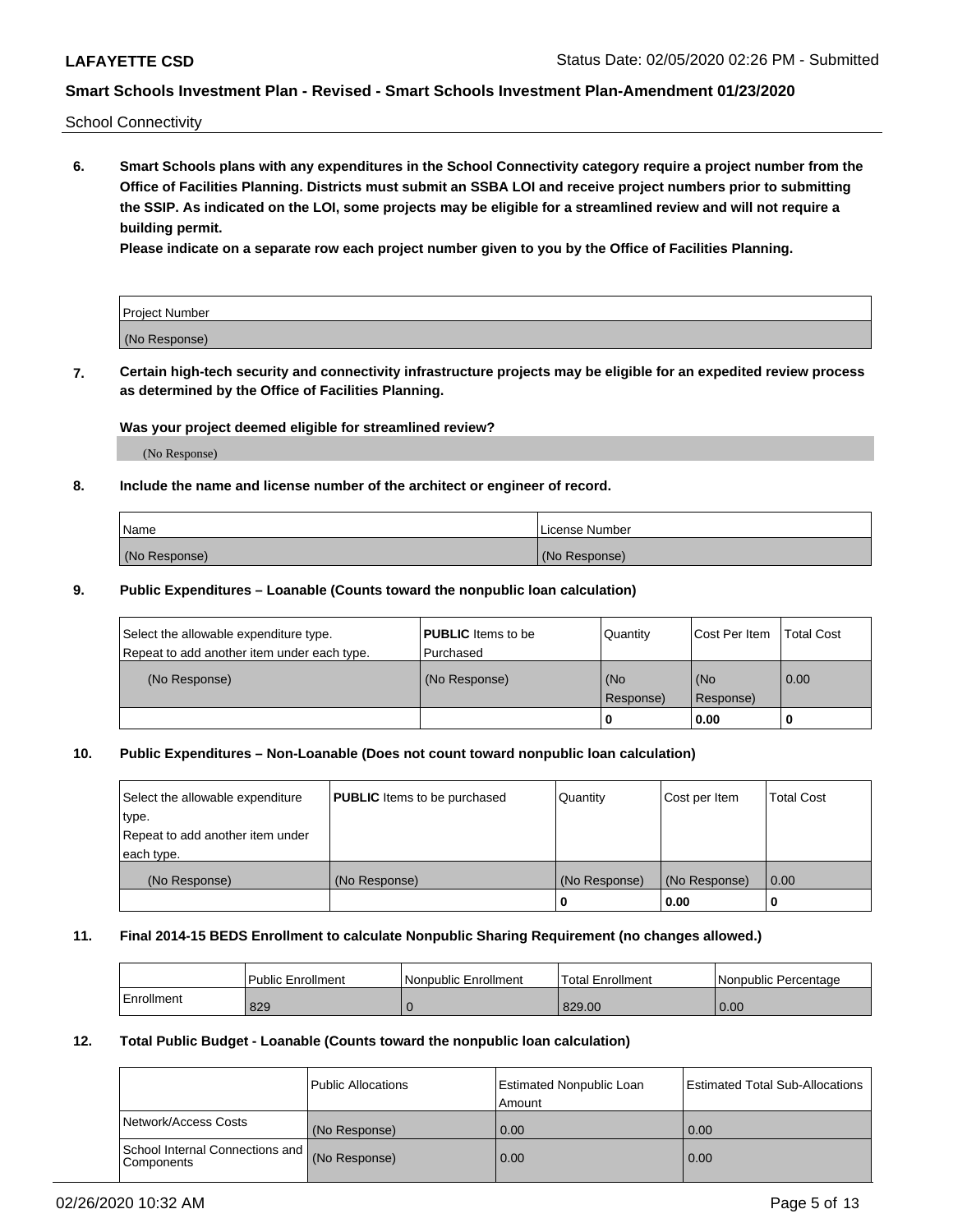School Connectivity

**6. Smart Schools plans with any expenditures in the School Connectivity category require a project number from the Office of Facilities Planning. Districts must submit an SSBA LOI and receive project numbers prior to submitting the SSIP. As indicated on the LOI, some projects may be eligible for a streamlined review and will not require a building permit.**

**Please indicate on a separate row each project number given to you by the Office of Facilities Planning.**

| Project Number |
| --- |
| (No Response) |

**7. Certain high-tech security and connectivity infrastructure projects may be eligible for an expedited review process as determined by the Office of Facilities Planning.**

**Was your project deemed eligible for streamlined review?**

(No Response)

**8. Include the name and license number of the architect or engineer of record.**

| Name | License Number |
| --- | --- |
| (No Response) | (No Response) |

**9. Public Expenditures – Loanable (Counts toward the nonpublic loan calculation)**

| Select the allowable expenditure type. Repeat to add another item under each type. | **PUBLIC** Items to be Purchased | Quantity | Cost Per Item | Total Cost |
| --- | --- | --- | --- | --- |
| (No Response) | (No Response) | (No Response) | (No Response) | 0.00 |
| | | 0 | 0.00 | 0 |

**10. Public Expenditures – Non-Loanable (Does not count toward nonpublic loan calculation)**

| Select the allowable expenditure type. Repeat to add another item under each type. | **PUBLIC** Items to be purchased | Quantity | Cost per Item | Total Cost |
| --- | --- | --- | --- | --- |
| (No Response) | (No Response) | (No Response) | (No Response) | 0.00 |
| | | 0 | 0.00 | 0 |

**11. Final 2014-15 BEDS Enrollment to calculate Nonpublic Sharing Requirement (no changes allowed.)**

| | Public Enrollment | Nonpublic Enrollment | Total Enrollment | Nonpublic Percentage |
| --- | --- | --- | --- | --- |
| Enrollment | 829 | 0 | 829.00 | 0.00 |

**12. Total Public Budget - Loanable (Counts toward the nonpublic loan calculation)**

| | Public Allocations | Estimated Nonpublic Loan Amount | Estimated Total Sub-Allocations |
| --- | --- | --- | --- |
| Network/Access Costs | (No Response) | 0.00 | 0.00 |
| School Internal Connections and Components | (No Response) | 0.00 | 0.00 |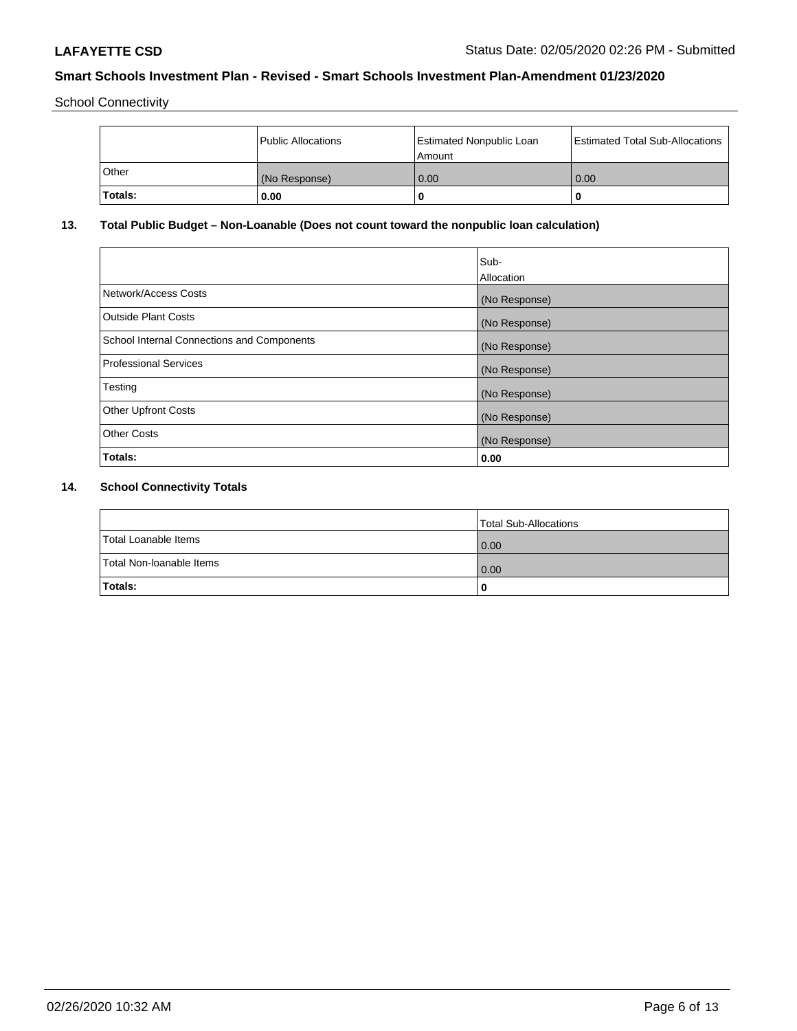School Connectivity

|  | Public Allocations | Estimated Nonpublic Loan Amount | Estimated Total Sub-Allocations |
| --- | --- | --- | --- |
| Other | (No Response) | 0.00 | 0.00 |
| **Totals:** | **0.00** | **0** | **0** |

## 13. Total Public Budget – Non-Loanable (Does not count toward the nonpublic loan calculation)

|  | Sub-Allocation |
| --- | --- |
| Network/Access Costs | (No Response) |
| Outside Plant Costs | (No Response) |
| School Internal Connections and Components | (No Response) |
| Professional Services | (No Response) |
| Testing | (No Response) |
| Other Upfront Costs | (No Response) |
| Other Costs | (No Response) |
| **Totals:** | **0.00** |

## 14. School Connectivity Totals

|  | Total Sub-Allocations |
| --- | --- |
| Total Loanable Items | 0.00 |
| Total Non-loanable Items | 0.00 |
| **Totals:** | **0** |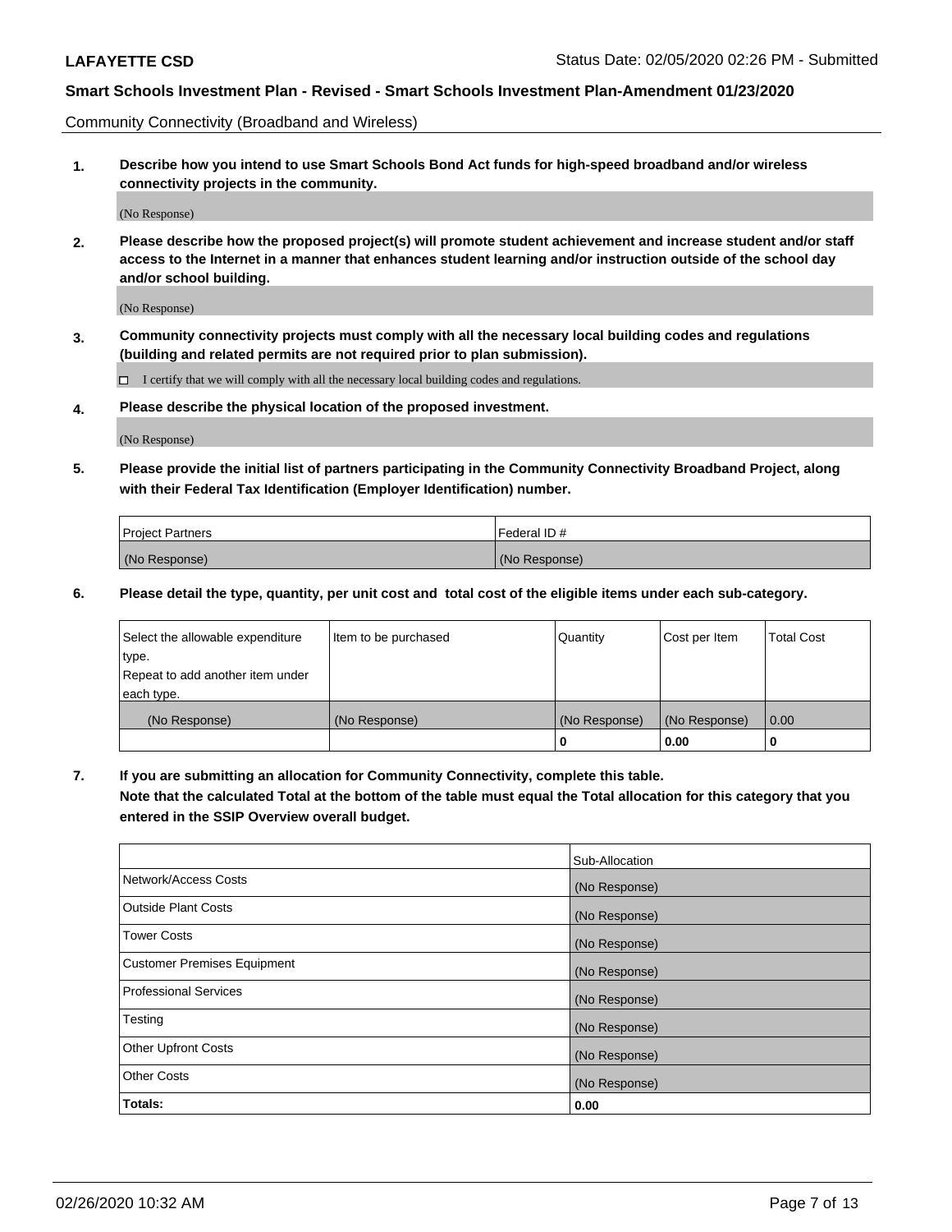Community Connectivity (Broadband and Wireless)

**1. Describe how you intend to use Smart Schools Bond Act funds for high-speed broadband and/or wireless connectivity projects in the community.**

(No Response)

**2. Please describe how the proposed project(s) will promote student achievement and increase student and/or staff access to the Internet in a manner that enhances student learning and/or instruction outside of the school day and/or school building.**

(No Response)

**3. Community connectivity projects must comply with all the necessary local building codes and regulations (building and related permits are not required prior to plan submission).**

☐ I certify that we will comply with all the necessary local building codes and regulations.

**4. Please describe the physical location of the proposed investment.**

(No Response)

**5. Please provide the initial list of partners participating in the Community Connectivity Broadband Project, along with their Federal Tax Identification (Employer Identification) number.**

| Project Partners | Federal ID # |
|---|---|
| (No Response) | (No Response) |

**6. Please detail the type, quantity, per unit cost and total cost of the eligible items under each sub-category.**

| Select the allowable expenditure type. Repeat to add another item under each type. | Item to be purchased | Quantity | Cost per Item | Total Cost |
|---|---|---|---|---|
| (No Response) | (No Response) | (No Response) | (No Response) | 0.00 |
| | | **0** | **0.00** | **0** |

**7. If you are submitting an allocation for Community Connectivity, complete this table. Note that the calculated Total at the bottom of the table must equal the Total allocation for this category that you entered in the SSIP Overview overall budget.**

| | Sub-Allocation |
|---|---|
| Network/Access Costs | (No Response) |
| Outside Plant Costs | (No Response) |
| Tower Costs | (No Response) |
| Customer Premises Equipment | (No Response) |
| Professional Services | (No Response) |
| Testing | (No Response) |
| Other Upfront Costs | (No Response) |
| Other Costs | (No Response) |
| **Totals:** | **0.00** |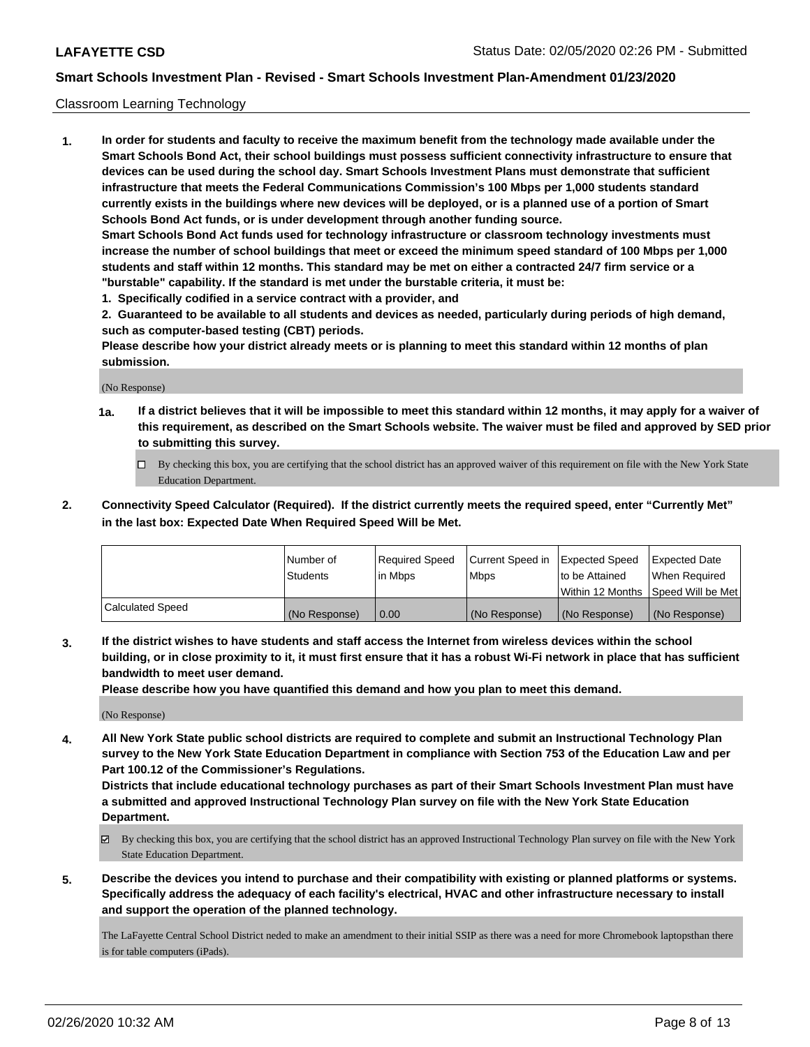Classroom Learning Technology

**1. In order for students and faculty to receive the maximum benefit from the technology made available under the Smart Schools Bond Act, their school buildings must possess sufficient connectivity infrastructure to ensure that devices can be used during the school day. Smart Schools Investment Plans must demonstrate that sufficient infrastructure that meets the Federal Communications Commission's 100 Mbps per 1,000 students standard currently exists in the buildings where new devices will be deployed, or is a planned use of a portion of Smart Schools Bond Act funds, or is under development through another funding source.**

**Smart Schools Bond Act funds used for technology infrastructure or classroom technology investments must increase the number of school buildings that meet or exceed the minimum speed standard of 100 Mbps per 1,000 students and staff within 12 months. This standard may be met on either a contracted 24/7 firm service or a "burstable" capability. If the standard is met under the burstable criteria, it must be:**

**1. Specifically codified in a service contract with a provider, and**

**2. Guaranteed to be available to all students and devices as needed, particularly during periods of high demand, such as computer-based testing (CBT) periods.**

**Please describe how your district already meets or is planning to meet this standard within 12 months of plan submission.**

(No Response)

**1a. If a district believes that it will be impossible to meet this standard within 12 months, it may apply for a waiver of this requirement, as described on the Smart Schools website. The waiver must be filed and approved by SED prior to submitting this survey.**

☐ By checking this box, you are certifying that the school district has an approved waiver of this requirement on file with the New York State Education Department.

**2. Connectivity Speed Calculator (Required). If the district currently meets the required speed, enter "Currently Met" in the last box: Expected Date When Required Speed Will be Met.**

| | Number of Students | Required Speed in Mbps | Current Speed in Mbps | Expected Speed to be Attained Within 12 Months | Expected Date When Required Speed Will be Met |
|---|---|---|---|---|---|
| Calculated Speed | (No Response) | 0.00 | (No Response) | (No Response) | (No Response) |

**3. If the district wishes to have students and staff access the Internet from wireless devices within the school building, or in close proximity to it, it must first ensure that it has a robust Wi-Fi network in place that has sufficient bandwidth to meet user demand.**

**Please describe how you have quantified this demand and how you plan to meet this demand.**

(No Response)

**4. All New York State public school districts are required to complete and submit an Instructional Technology Plan survey to the New York State Education Department in compliance with Section 753 of the Education Law and per Part 100.12 of the Commissioner's Regulations.**

**Districts that include educational technology purchases as part of their Smart Schools Investment Plan must have a submitted and approved Instructional Technology Plan survey on file with the New York State Education Department.**

☑ By checking this box, you are certifying that the school district has an approved Instructional Technology Plan survey on file with the New York State Education Department.

**5. Describe the devices you intend to purchase and their compatibility with existing or planned platforms or systems. Specifically address the adequacy of each facility's electrical, HVAC and other infrastructure necessary to install and support the operation of the planned technology.**

The LaFayette Central School District neded to make an amendment to their initial SSIP as there was a need for more Chromebook laptopsthan there is for table computers (iPads).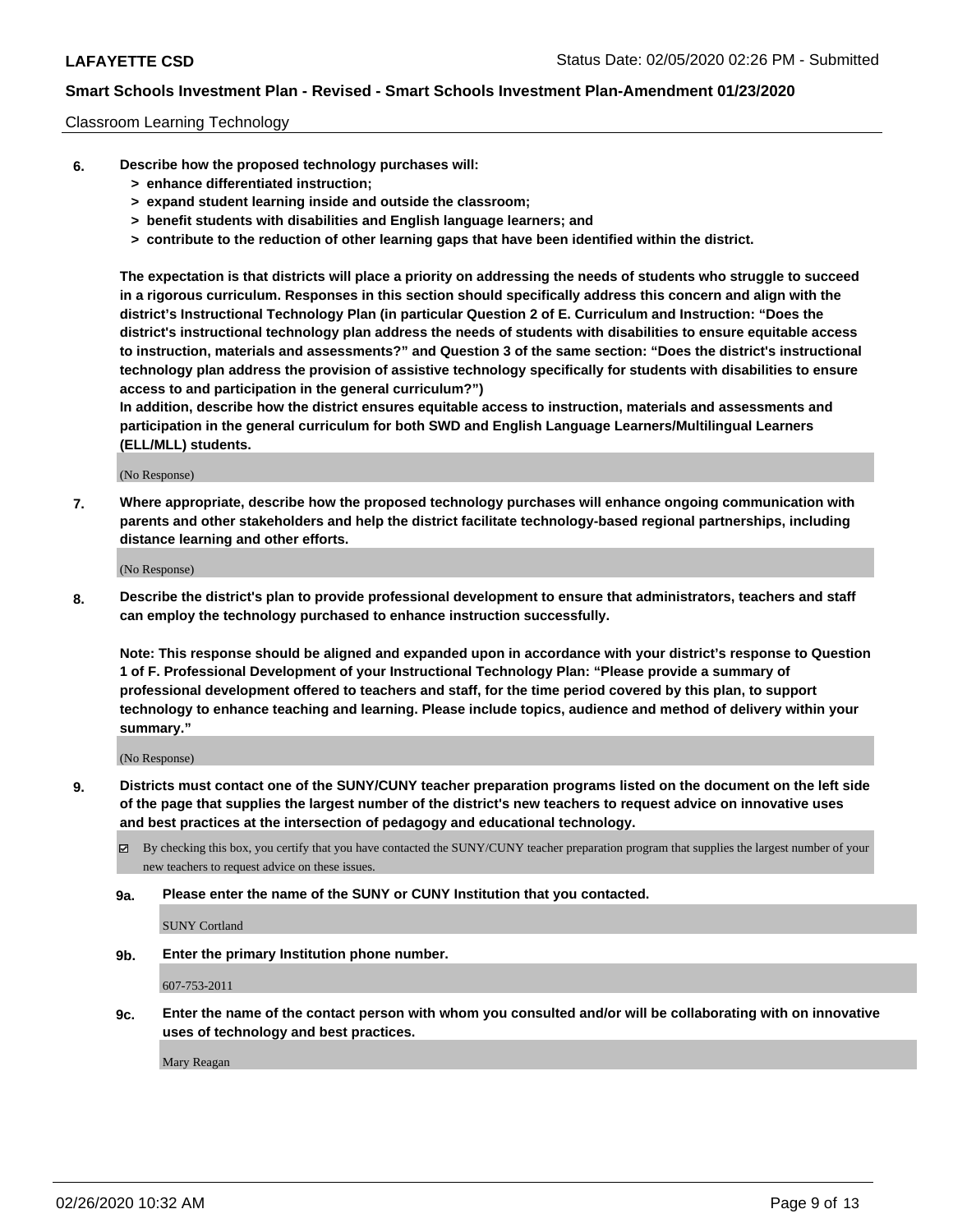## Classroom Learning Technology

**6. Describe how the proposed technology purchases will:**
- **> enhance differentiated instruction;**
- **> expand student learning inside and outside the classroom;**
- **> benefit students with disabilities and English language learners; and**
- **> contribute to the reduction of other learning gaps that have been identified within the district.**

**The expectation is that districts will place a priority on addressing the needs of students who struggle to succeed in a rigorous curriculum. Responses in this section should specifically address this concern and align with the district's Instructional Technology Plan (in particular Question 2 of E. Curriculum and Instruction: "Does the district's instructional technology plan address the needs of students with disabilities to ensure equitable access to instruction, materials and assessments?" and Question 3 of the same section: "Does the district's instructional technology plan address the provision of assistive technology specifically for students with disabilities to ensure access to and participation in the general curriculum?")**

**In addition, describe how the district ensures equitable access to instruction, materials and assessments and participation in the general curriculum for both SWD and English Language Learners/Multilingual Learners (ELL/MLL) students.**

(No Response)

**7. Where appropriate, describe how the proposed technology purchases will enhance ongoing communication with parents and other stakeholders and help the district facilitate technology-based regional partnerships, including distance learning and other efforts.**

(No Response)

**8. Describe the district's plan to provide professional development to ensure that administrators, teachers and staff can employ the technology purchased to enhance instruction successfully.**

**Note: This response should be aligned and expanded upon in accordance with your district's response to Question 1 of F. Professional Development of your Instructional Technology Plan: "Please provide a summary of professional development offered to teachers and staff, for the time period covered by this plan, to support technology to enhance teaching and learning. Please include topics, audience and method of delivery within your summary."**

(No Response)

**9. Districts must contact one of the SUNY/CUNY teacher preparation programs listed on the document on the left side of the page that supplies the largest number of the district's new teachers to request advice on innovative uses and best practices at the intersection of pedagogy and educational technology.**

☑ By checking this box, you certify that you have contacted the SUNY/CUNY teacher preparation program that supplies the largest number of your new teachers to request advice on these issues.

**9a. Please enter the name of the SUNY or CUNY Institution that you contacted.**

SUNY Cortland

**9b. Enter the primary Institution phone number.**

607-753-2011

**9c. Enter the name of the contact person with whom you consulted and/or will be collaborating with on innovative uses of technology and best practices.**

Mary Reagan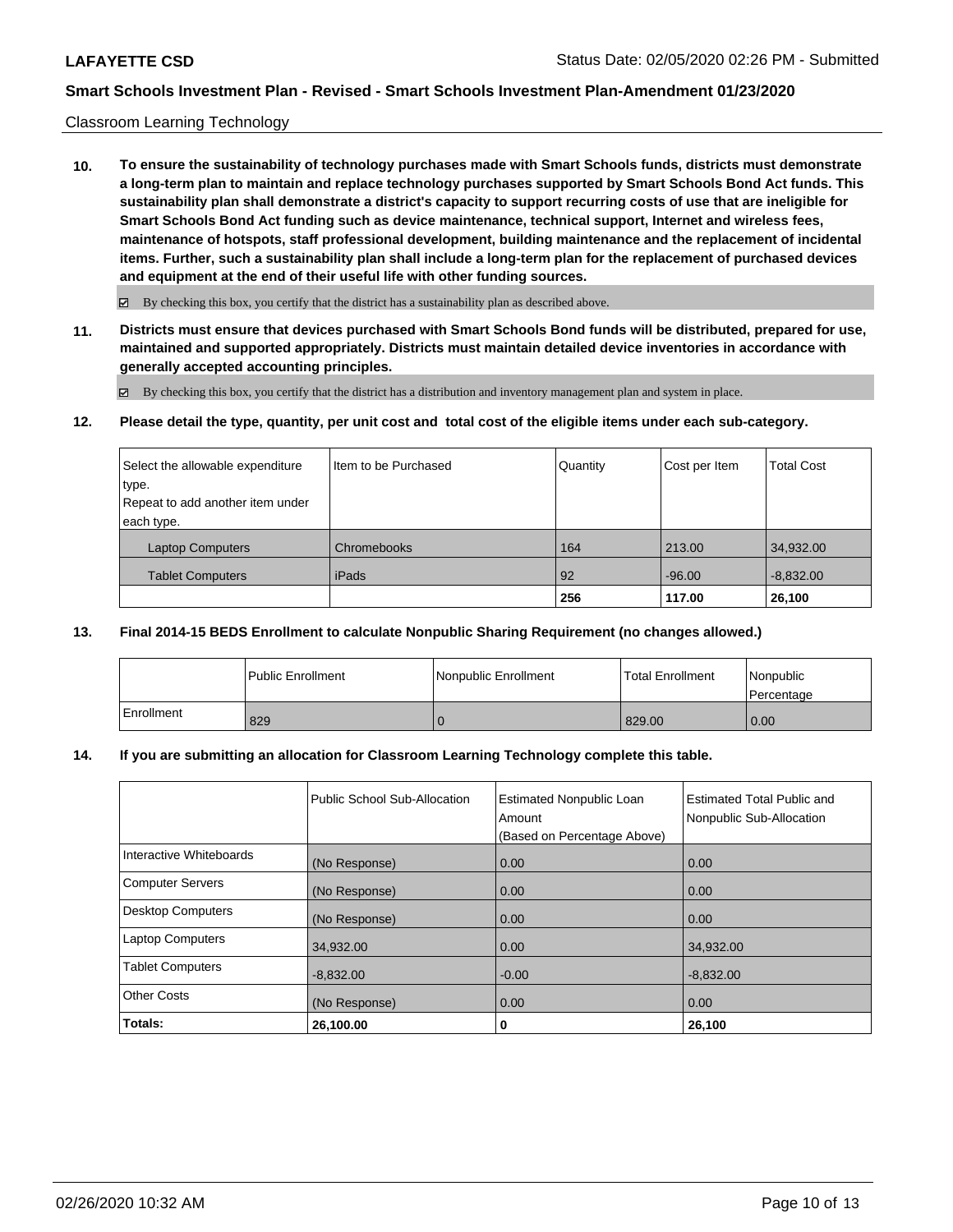LAFAYETTE CSD Status Date: 02/05/2020 02:26 PM - Submitted

## Smart Schools Investment Plan - Revised - Smart Schools Investment Plan-Amendment 01/23/2020

Classroom Learning Technology

**10. To ensure the sustainability of technology purchases made with Smart Schools funds, districts must demonstrate a long-term plan to maintain and replace technology purchases supported by Smart Schools Bond Act funds. This sustainability plan shall demonstrate a district's capacity to support recurring costs of use that are ineligible for Smart Schools Bond Act funding such as device maintenance, technical support, Internet and wireless fees, maintenance of hotspots, staff professional development, building maintenance and the replacement of incidental items. Further, such a sustainability plan shall include a long-term plan for the replacement of purchased devices and equipment at the end of their useful life with other funding sources.**

☑ By checking this box, you certify that the district has a sustainability plan as described above.

**11. Districts must ensure that devices purchased with Smart Schools Bond funds will be distributed, prepared for use, maintained and supported appropriately. Districts must maintain detailed device inventories in accordance with generally accepted accounting principles.**

☑ By checking this box, you certify that the district has a distribution and inventory management plan and system in place.

**12. Please detail the type, quantity, per unit cost and total cost of the eligible items under each sub-category.**

| Select the allowable expenditure type. Repeat to add another item under each type. | Item to be Purchased | Quantity | Cost per Item | Total Cost |
|---|---|---|---|---|
| Laptop Computers | Chromebooks | 164 | 213.00 | 34,932.00 |
| Tablet Computers | iPads | 92 | -96.00 | -8,832.00 |
| | | **256** | **117.00** | **26,100** |

**13. Final 2014-15 BEDS Enrollment to calculate Nonpublic Sharing Requirement (no changes allowed.)**

| | Public Enrollment | Nonpublic Enrollment | Total Enrollment | Nonpublic Percentage |
|---|---|---|---|---|
| Enrollment | 829 | 0 | 829.00 | 0.00 |

**14. If you are submitting an allocation for Classroom Learning Technology complete this table.**

| | Public School Sub-Allocation | Estimated Nonpublic Loan Amount (Based on Percentage Above) | Estimated Total Public and Nonpublic Sub-Allocation |
|---|---|---|---|
| Interactive Whiteboards | (No Response) | 0.00 | 0.00 |
| Computer Servers | (No Response) | 0.00 | 0.00 |
| Desktop Computers | (No Response) | 0.00 | 0.00 |
| Laptop Computers | 34,932.00 | 0.00 | 34,932.00 |
| Tablet Computers | -8,832.00 | -0.00 | -8,832.00 |
| Other Costs | (No Response) | 0.00 | 0.00 |
| **Totals:** | **26,100.00** | **0** | **26,100** |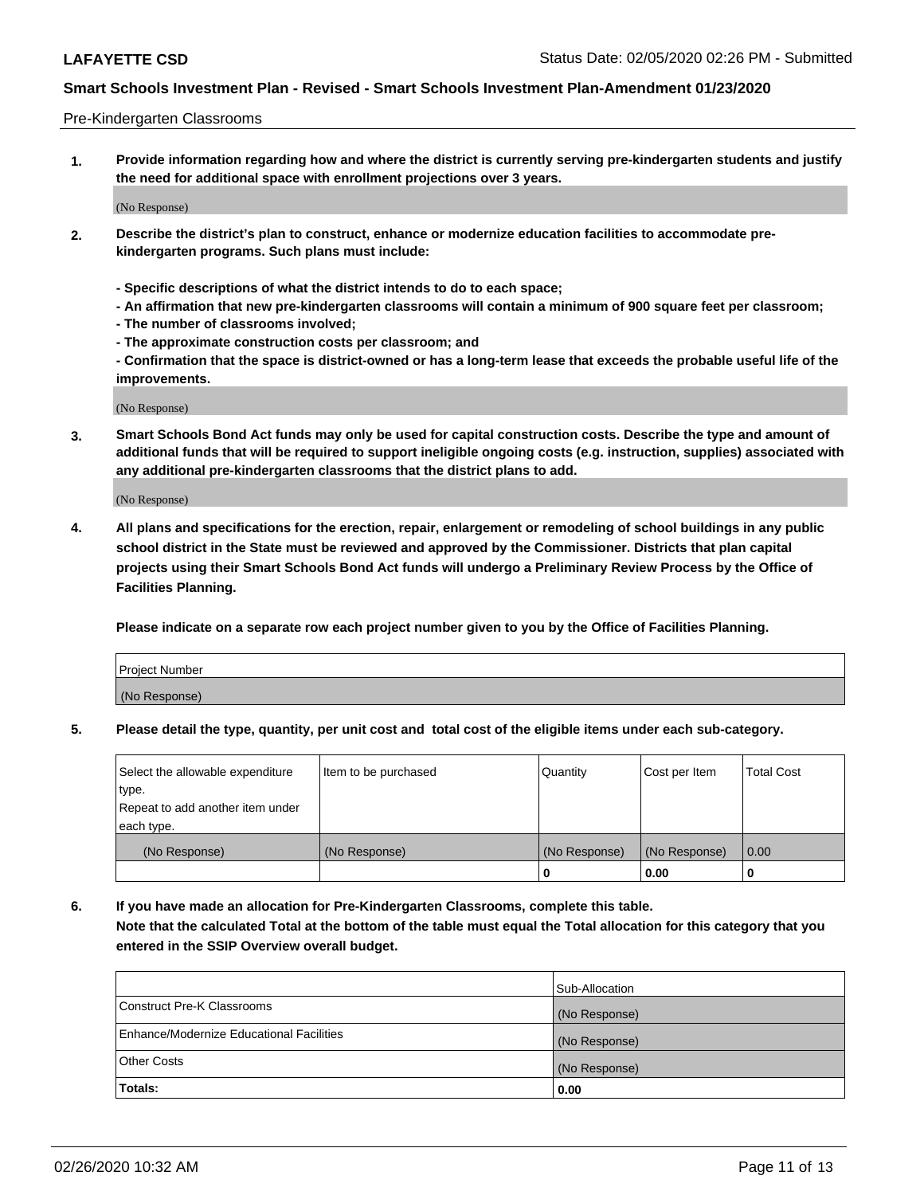Pre-Kindergarten Classrooms

**1. Provide information regarding how and where the district is currently serving pre-kindergarten students and justify the need for additional space with enrollment projections over 3 years.**

(No Response)

**2. Describe the district's plan to construct, enhance or modernize education facilities to accommodate pre-kindergarten programs. Such plans must include:**

**- Specific descriptions of what the district intends to do to each space;**
**- An affirmation that new pre-kindergarten classrooms will contain a minimum of 900 square feet per classroom;**
**- The number of classrooms involved;**
**- The approximate construction costs per classroom; and**
**- Confirmation that the space is district-owned or has a long-term lease that exceeds the probable useful life of the improvements.**

(No Response)

**3. Smart Schools Bond Act funds may only be used for capital construction costs. Describe the type and amount of additional funds that will be required to support ineligible ongoing costs (e.g. instruction, supplies) associated with any additional pre-kindergarten classrooms that the district plans to add.**

(No Response)

**4. All plans and specifications for the erection, repair, enlargement or remodeling of school buildings in any public school district in the State must be reviewed and approved by the Commissioner. Districts that plan capital projects using their Smart Schools Bond Act funds will undergo a Preliminary Review Process by the Office of Facilities Planning.**

**Please indicate on a separate row each project number given to you by the Office of Facilities Planning.**

| Project Number |
|---|
| (No Response) |

**5. Please detail the type, quantity, per unit cost and total cost of the eligible items under each sub-category.**

| Select the allowable expenditure type. Repeat to add another item under each type. | Item to be purchased | Quantity | Cost per Item | Total Cost |
|---|---|---|---|---|
| (No Response) | (No Response) | (No Response) | (No Response) | 0.00 |
| | | 0 | 0.00 | 0 |

**6. If you have made an allocation for Pre-Kindergarten Classrooms, complete this table. Note that the calculated Total at the bottom of the table must equal the Total allocation for this category that you entered in the SSIP Overview overall budget.**

| | Sub-Allocation |
|---|---|
| Construct Pre-K Classrooms | (No Response) |
| Enhance/Modernize Educational Facilities | (No Response) |
| Other Costs | (No Response) |
| **Totals:** | **0.00** |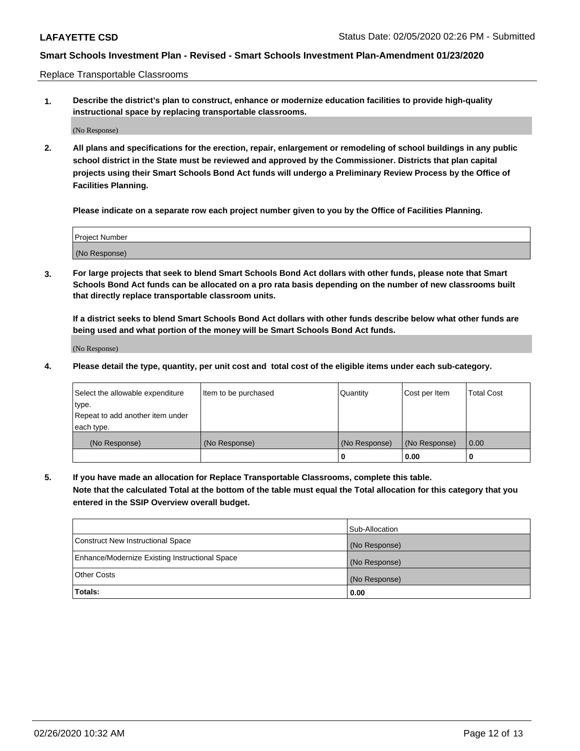Replace Transportable Classrooms

1. **Describe the district's plan to construct, enhance or modernize education facilities to provide high-quality instructional space by replacing transportable classrooms.**

(No Response)

2. **All plans and specifications for the erection, repair, enlargement or remodeling of school buildings in any public school district in the State must be reviewed and approved by the Commissioner. Districts that plan capital projects using their Smart Schools Bond Act funds will undergo a Preliminary Review Process by the Office of Facilities Planning.**

**Please indicate on a separate row each project number given to you by the Office of Facilities Planning.**

| Project Number |
| --- |
| (No Response) |

3. **For large projects that seek to blend Smart Schools Bond Act dollars with other funds, please note that Smart Schools Bond Act funds can be allocated on a pro rata basis depending on the number of new classrooms built that directly replace transportable classroom units.**

**If a district seeks to blend Smart Schools Bond Act dollars with other funds describe below what other funds are being used and what portion of the money will be Smart Schools Bond Act funds.**

(No Response)

4. **Please detail the type, quantity, per unit cost and total cost of the eligible items under each sub-category.**

| Select the allowable expenditure type. Repeat to add another item under each type. | Item to be purchased | Quantity | Cost per Item | Total Cost |
| --- | --- | --- | --- | --- |
| (No Response) | (No Response) | (No Response) | (No Response) | 0.00 |
| | | 0 | 0.00 | 0 |

5. **If you have made an allocation for Replace Transportable Classrooms, complete this table. Note that the calculated Total at the bottom of the table must equal the Total allocation for this category that you entered in the SSIP Overview overall budget.**

| | Sub-Allocation |
| --- | --- |
| Construct New Instructional Space | (No Response) |
| Enhance/Modernize Existing Instructional Space | (No Response) |
| Other Costs | (No Response) |
| **Totals:** | **0.00** |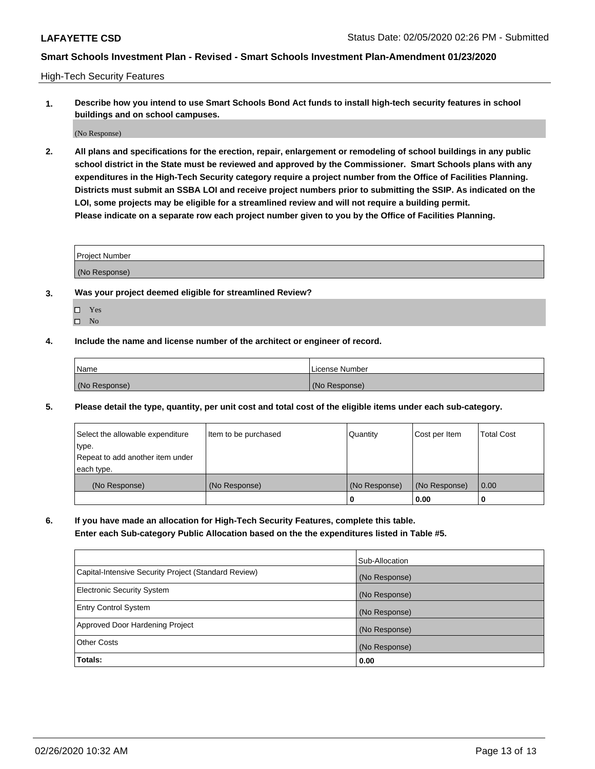**LAFAYETTE CSD** Status Date: 02/05/2020 02:26 PM - Submitted

## Smart Schools Investment Plan - Revised - Smart Schools Investment Plan-Amendment 01/23/2020

High-Tech Security Features

**1. Describe how you intend to use Smart Schools Bond Act funds to install high-tech security features in school buildings and on school campuses.**

(No Response)

**2. All plans and specifications for the erection, repair, enlargement or remodeling of school buildings in any public school district in the State must be reviewed and approved by the Commissioner. Smart Schools plans with any expenditures in the High-Tech Security category require a project number from the Office of Facilities Planning. Districts must submit an SSBA LOI and receive project numbers prior to submitting the SSIP. As indicated on the LOI, some projects may be eligible for a streamlined review and will not require a building permit. Please indicate on a separate row each project number given to you by the Office of Facilities Planning.**

| Project Number |
|---|
| (No Response) |

**3. Was your project deemed eligible for streamlined Review?**

- ☐ Yes
- ☐ No

**4. Include the name and license number of the architect or engineer of record.**

| Name | License Number |
|---|---|
| (No Response) | (No Response) |

**5. Please detail the type, quantity, per unit cost and total cost of the eligible items under each sub-category.**

| Select the allowable expenditure type. Repeat to add another item under each type. | Item to be purchased | Quantity | Cost per Item | Total Cost |
|---|---|---|---|---|
| (No Response) | (No Response) | (No Response) | (No Response) | 0.00 |
| | | 0 | 0.00 | 0 |

**6. If you have made an allocation for High-Tech Security Features, complete this table. Enter each Sub-category Public Allocation based on the the expenditures listed in Table #5.**

| | Sub-Allocation |
|---|---|
| Capital-Intensive Security Project (Standard Review) | (No Response) |
| Electronic Security System | (No Response) |
| Entry Control System | (No Response) |
| Approved Door Hardening Project | (No Response) |
| Other Costs | (No Response) |
| **Totals:** | **0.00** |